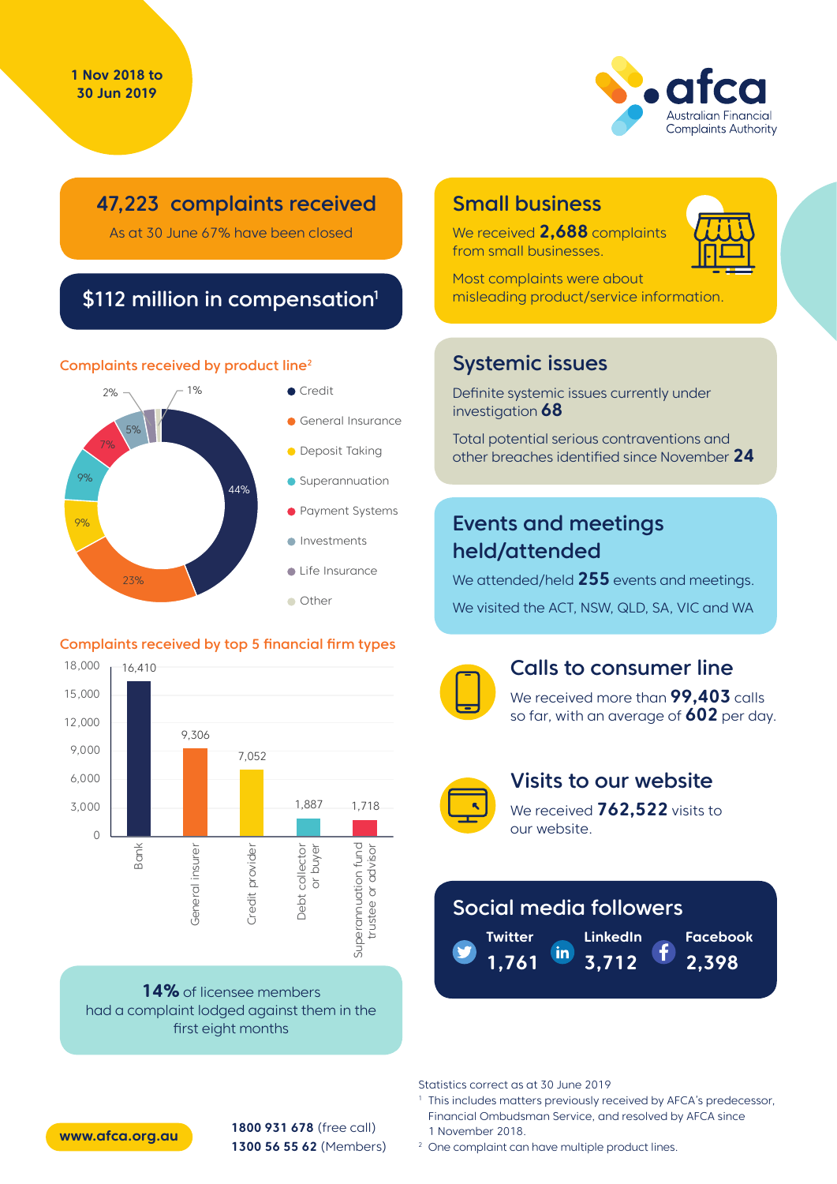1 Nov 2018 to 30 Jun 2019

afca
Australian Financial Complaints Authority

## 47,223 complaints received

As at 30 June 67% have been closed

## $112 million in compensation[1]

### Complaints received by product line[2]

| Product line | % |
|---|---|
| Credit | 44% |
| General Insurance | 23% |
| Deposit Taking | 9% |
| Superannuation | 9% |
| Payment Systems | 7% |
| Investments | 5% |
| Life Insurance | 2% |
| Other | 1% |

### Complaints received by top 5 financial firm types

| Firm type | Complaints |
|---|---|
| Bank | 16,410 |
| General insurer | 9,306 |
| Credit provider | 7,052 |
| Debt collector or buyer | 1,887 |
| Superannuation fund trustee or advisor | 1,718 |

**14%** of licensee members had a complaint lodged against them in the first eight months

## Small business

We received **2,688** complaints from small businesses.

Most complaints were about misleading product/service information.

## Systemic issues

Definite systemic issues currently under investigation **68**

Total potential serious contraventions and other breaches identified since November **24**

## Events and meetings held/attended

We attended/held **255** events and meetings.

We visited the ACT, NSW, QLD, SA, VIC and WA

## Calls to consumer line

We received more than **99,403** calls so far, with an average of **602** per day.

## Visits to our website

We received **762,522** visits to our website.

## Social media followers

| Twitter | LinkedIn | Facebook |
|---|---|---|
| 1,761 | 3,712 | 2,398 |

Statistics correct as at 30 June 2019

[1] This includes matters previously received by AFCA's predecessor, Financial Ombudsman Service, and resolved by AFCA since 1 November 2018.

[2] One complaint can have multiple product lines.

www.afca.org.au

**1800 931 678** (free call)
**1300 56 55 62** (Members)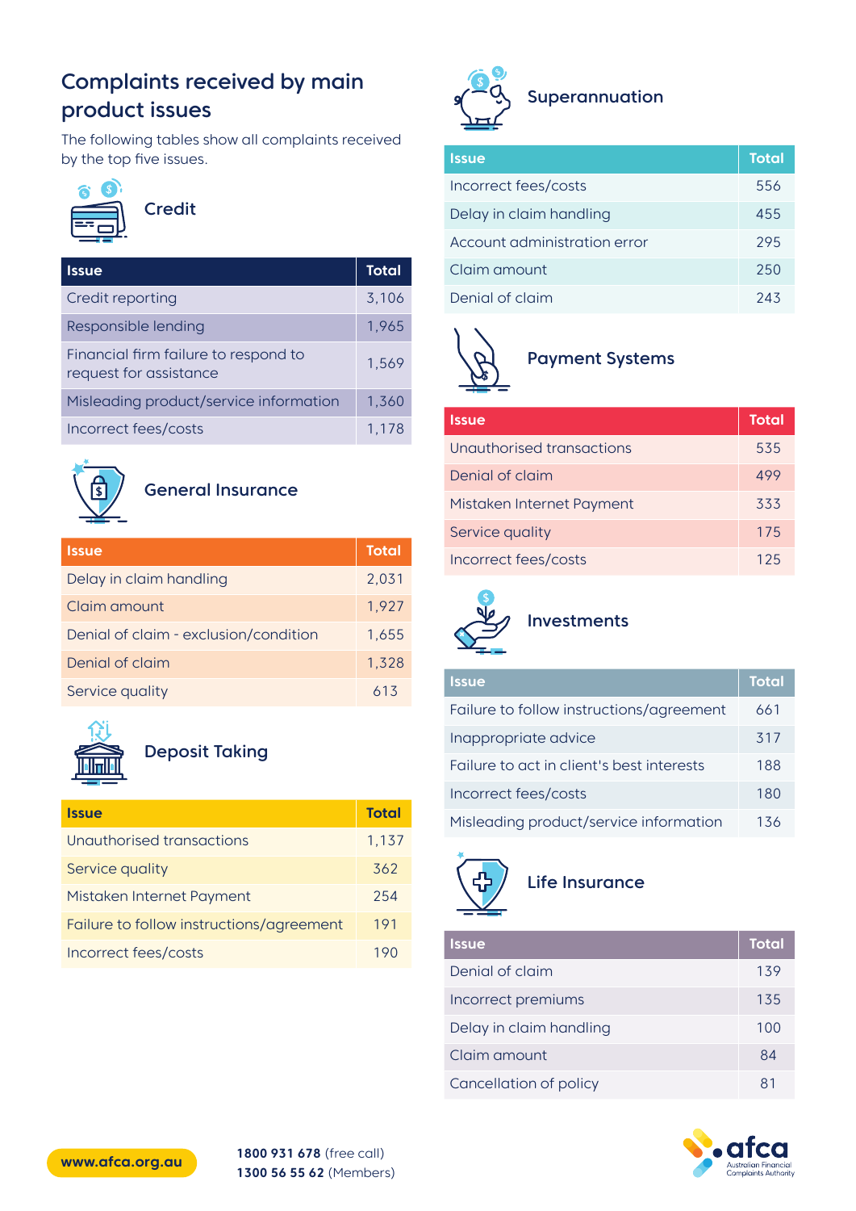## Complaints received by main product issues

The following tables show all complaints received by the top five issues.

### Credit

| Issue | Total |
|---|---|
| Credit reporting | 3,106 |
| Responsible lending | 1,965 |
| Financial firm failure to respond to request for assistance | 1,569 |
| Misleading product/service information | 1,360 |
| Incorrect fees/costs | 1,178 |

### General Insurance

| Issue | Total |
|---|---|
| Delay in claim handling | 2,031 |
| Claim amount | 1,927 |
| Denial of claim - exclusion/condition | 1,655 |
| Denial of claim | 1,328 |
| Service quality | 613 |

### Deposit Taking

| Issue | Total |
|---|---|
| Unauthorised transactions | 1,137 |
| Service quality | 362 |
| Mistaken Internet Payment | 254 |
| Failure to follow instructions/agreement | 191 |
| Incorrect fees/costs | 190 |

### Superannuation

| Issue | Total |
|---|---|
| Incorrect fees/costs | 556 |
| Delay in claim handling | 455 |
| Account administration error | 295 |
| Claim amount | 250 |
| Denial of claim | 243 |

### Payment Systems

| Issue | Total |
|---|---|
| Unauthorised transactions | 535 |
| Denial of claim | 499 |
| Mistaken Internet Payment | 333 |
| Service quality | 175 |
| Incorrect fees/costs | 125 |

### Investments

| Issue | Total |
|---|---|
| Failure to follow instructions/agreement | 661 |
| Inappropriate advice | 317 |
| Failure to act in client's best interests | 188 |
| Incorrect fees/costs | 180 |
| Misleading product/service information | 136 |

### Life Insurance

| Issue | Total |
|---|---|
| Denial of claim | 139 |
| Incorrect premiums | 135 |
| Delay in claim handling | 100 |
| Claim amount | 84 |
| Cancellation of policy | 81 |

www.afca.org.au

**1800 931 678** (free call)
**1300 56 55 62** (Members)

afca Australian Financial Complaints Authority